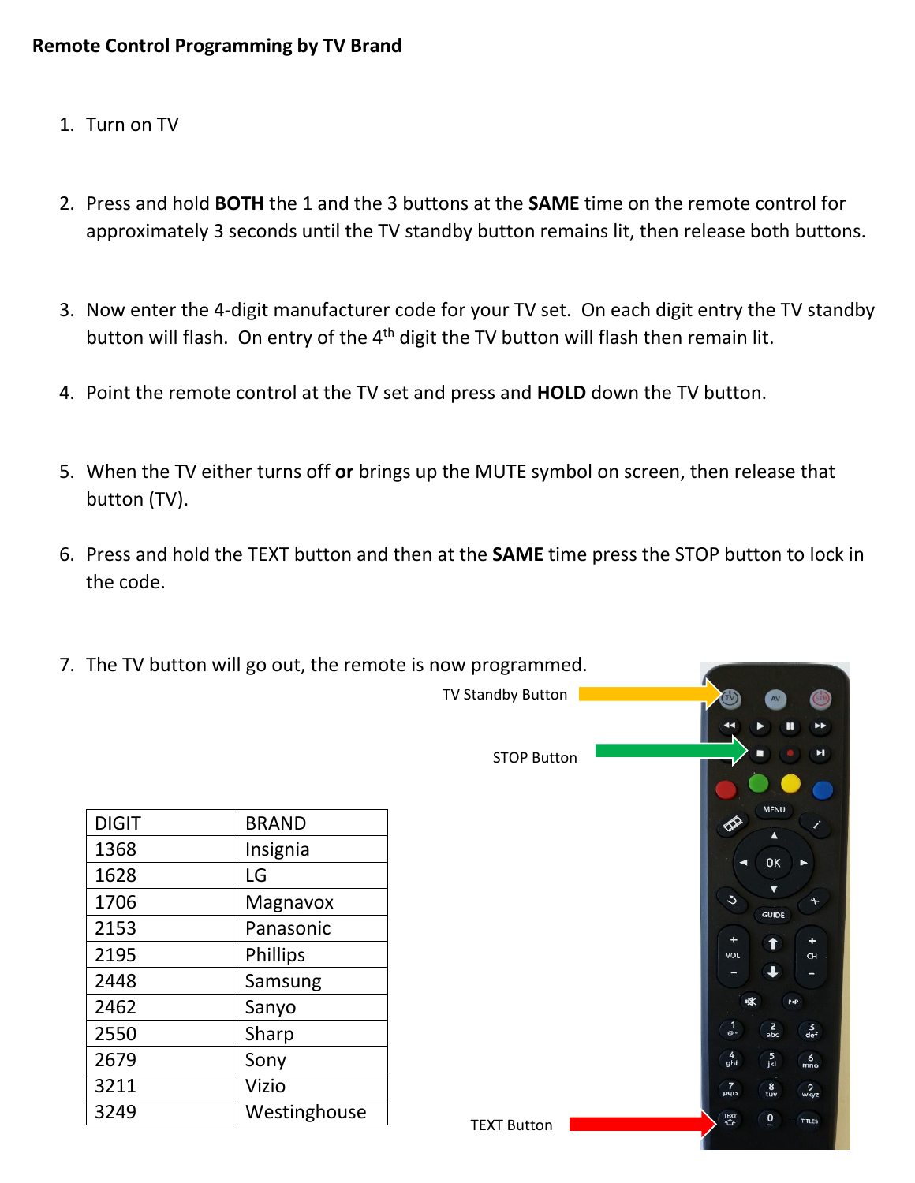**Remote Control Programming by TV Brand**

1. Turn on TV

2. Press and hold **BOTH** the 1 and the 3 buttons at the **SAME** time on the remote control for approximately 3 seconds until the TV standby button remains lit, then release both buttons.

3. Now enter the 4-digit manufacturer code for your TV set. On each digit entry the TV standby button will flash. On entry of the 4th digit the TV button will flash then remain lit.

4. Point the remote control at the TV set and press and **HOLD** down the TV button.

5. When the TV either turns off **or** brings up the MUTE symbol on screen, then release that button (TV).

6. Press and hold the TEXT button and then at the **SAME** time press the STOP button to lock in the code.

7. The TV button will go out, the remote is now programmed.

TV Standby Button

STOP Button

| DIGIT | BRAND |
|---|---|
| 1368 | Insignia |
| 1628 | LG |
| 1706 | Magnavox |
| 2153 | Panasonic |
| 2195 | Phillips |
| 2448 | Samsung |
| 2462 | Sanyo |
| 2550 | Sharp |
| 2679 | Sony |
| 3211 | Vizio |
| 3249 | Westinghouse |

TEXT Button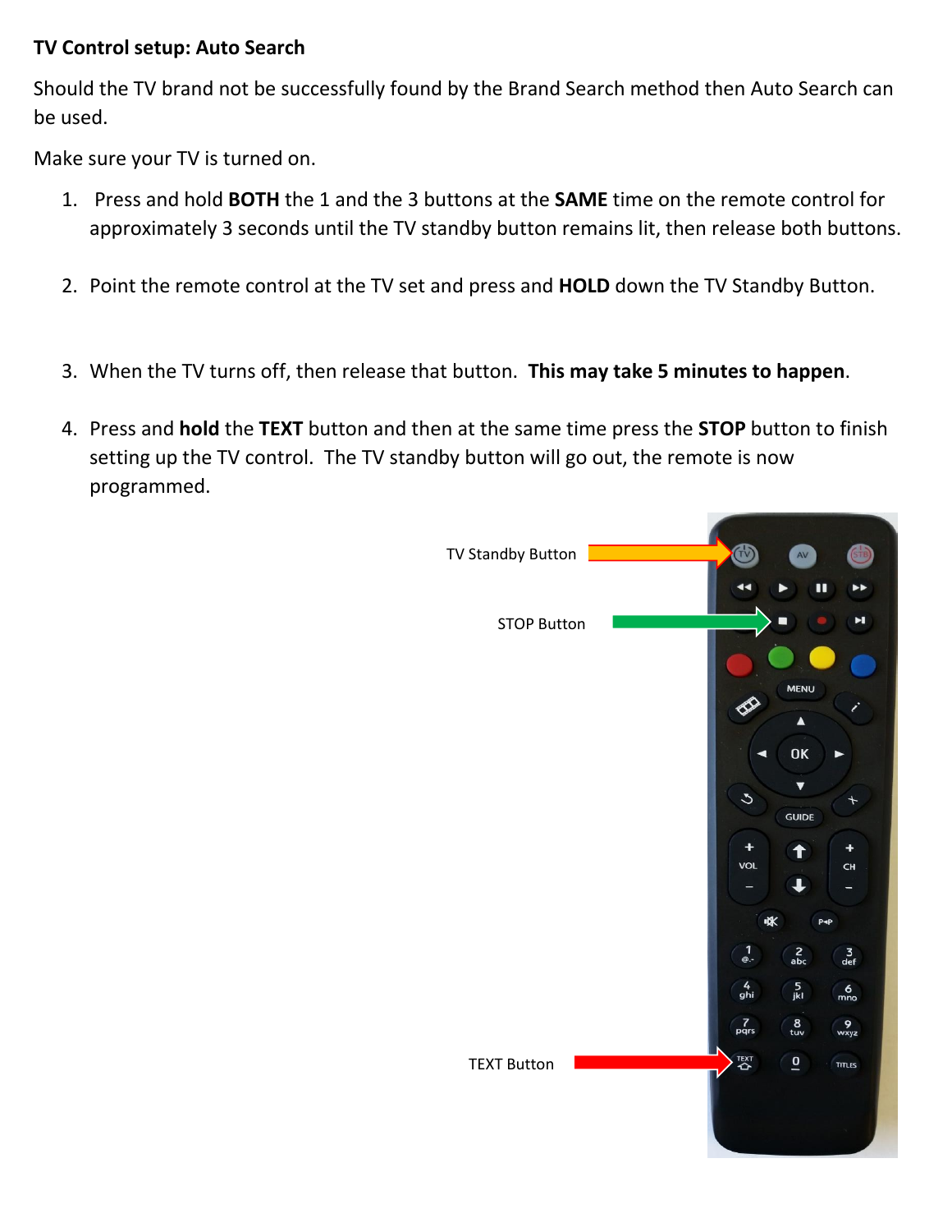**TV Control setup: Auto Search**

Should the TV brand not be successfully found by the Brand Search method then Auto Search can be used.

Make sure your TV is turned on.

1. Press and hold **BOTH** the 1 and the 3 buttons at the **SAME** time on the remote control for approximately 3 seconds until the TV standby button remains lit, then release both buttons.

2. Point the remote control at the TV set and press and **HOLD** down the TV Standby Button.

3. When the TV turns off, then release that button. **This may take 5 minutes to happen**.

4. Press and **hold** the **TEXT** button and then at the same time press the **STOP** button to finish setting up the TV control. The TV standby button will go out, the remote is now programmed.

TV Standby Button

STOP Button

TEXT Button